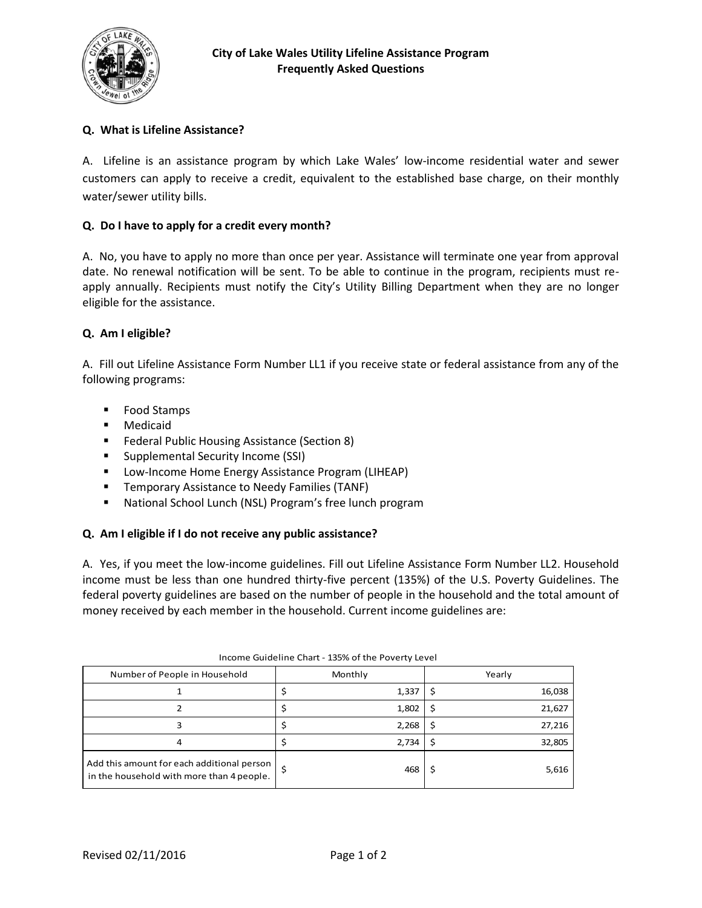# City of Lake Wales Utility Lifeline Assistance Program
## Frequently Asked Questions

**Q. What is Lifeline Assistance?**

A. Lifeline is an assistance program by which Lake Wales' low-income residential water and sewer customers can apply to receive a credit, equivalent to the established base charge, on their monthly water/sewer utility bills.

**Q. Do I have to apply for a credit every month?**

A. No, you have to apply no more than once per year. Assistance will terminate one year from approval date. No renewal notification will be sent. To be able to continue in the program, recipients must re-apply annually. Recipients must notify the City's Utility Billing Department when they are no longer eligible for the assistance.

**Q. Am I eligible?**

A. Fill out Lifeline Assistance Form Number LL1 if you receive state or federal assistance from any of the following programs:

- Food Stamps
- Medicaid
- Federal Public Housing Assistance (Section 8)
- Supplemental Security Income (SSI)
- Low-Income Home Energy Assistance Program (LIHEAP)
- Temporary Assistance to Needy Families (TANF)
- National School Lunch (NSL) Program's free lunch program

**Q. Am I eligible if I do not receive any public assistance?**

A. Yes, if you meet the low-income guidelines. Fill out Lifeline Assistance Form Number LL2. Household income must be less than one hundred thirty-five percent (135%) of the U.S. Poverty Guidelines. The federal poverty guidelines are based on the number of people in the household and the total amount of money received by each member in the household. Current income guidelines are:

Income Guideline Chart - 135% of the Poverty Level

| Number of People in Household | Monthly | Yearly |
|---|---|---|
| 1 | $ 1,337 | $ 16,038 |
| 2 | $ 1,802 | $ 21,627 |
| 3 | $ 2,268 | $ 27,216 |
| 4 | $ 2,734 | $ 32,805 |
| Add this amount for each additional person in the household with more than 4 people. | $ 468 | $ 5,616 |

Revised 02/11/2016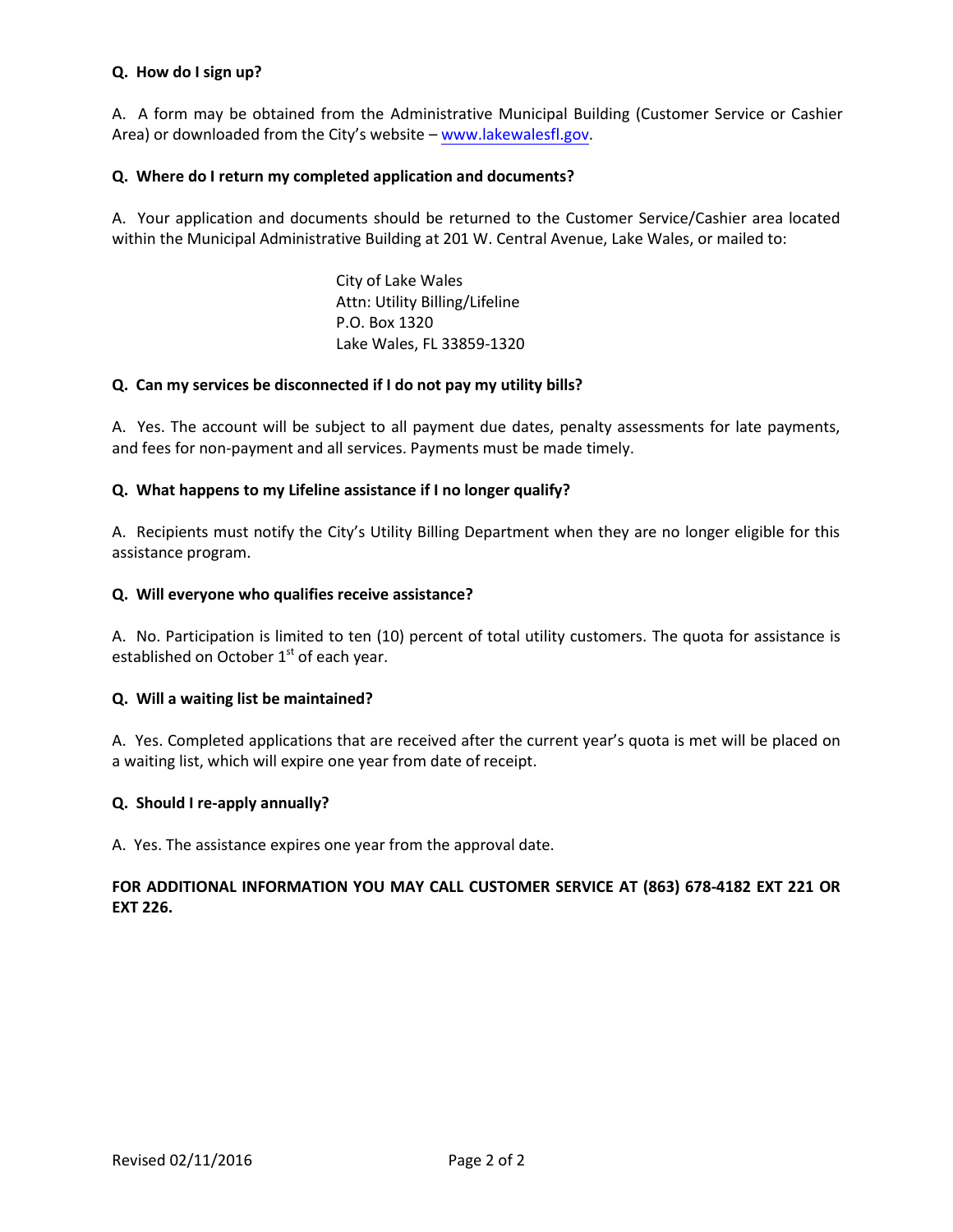**Q. How do I sign up?**

A. A form may be obtained from the Administrative Municipal Building (Customer Service or Cashier Area) or downloaded from the City's website – www.lakewalesfl.gov.

**Q. Where do I return my completed application and documents?**

A. Your application and documents should be returned to the Customer Service/Cashier area located within the Municipal Administrative Building at 201 W. Central Avenue, Lake Wales, or mailed to:

City of Lake Wales
Attn: Utility Billing/Lifeline
P.O. Box 1320
Lake Wales, FL 33859-1320

**Q. Can my services be disconnected if I do not pay my utility bills?**

A. Yes. The account will be subject to all payment due dates, penalty assessments for late payments, and fees for non-payment and all services. Payments must be made timely.

**Q. What happens to my Lifeline assistance if I no longer qualify?**

A. Recipients must notify the City's Utility Billing Department when they are no longer eligible for this assistance program.

**Q. Will everyone who qualifies receive assistance?**

A. No. Participation is limited to ten (10) percent of total utility customers. The quota for assistance is established on October 1st of each year.

**Q. Will a waiting list be maintained?**

A. Yes. Completed applications that are received after the current year's quota is met will be placed on a waiting list, which will expire one year from date of receipt.

**Q. Should I re-apply annually?**

A. Yes. The assistance expires one year from the approval date.

**FOR ADDITIONAL INFORMATION YOU MAY CALL CUSTOMER SERVICE AT (863) 678-4182 EXT 221 OR EXT 226.**

Revised 02/11/2016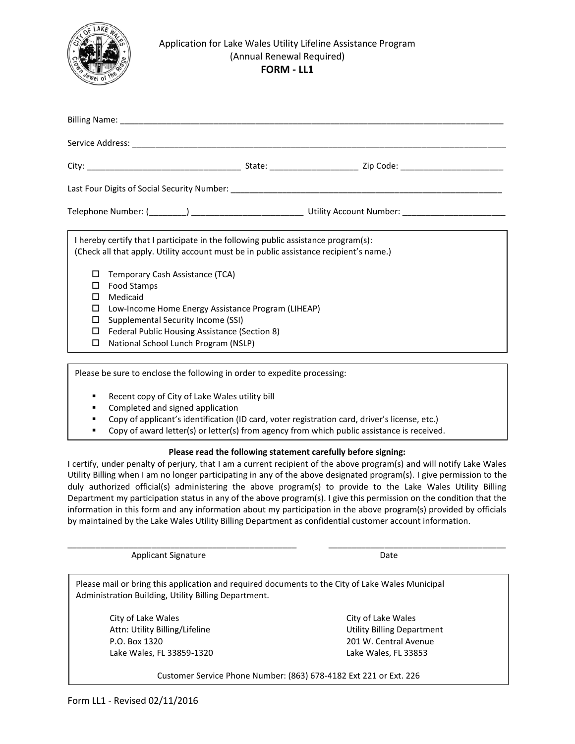Application for Lake Wales Utility Lifeline Assistance Program
(Annual Renewal Required)
**FORM - LL1**

Billing Name: ______________________________________________________________________________

Service Address: ___________________________________________________________________________

City: _________________________________ State: __________________ Zip Code: ______________________

Last Four Digits of Social Security Number: ___________________________________________________________

Telephone Number: (________) _______________________ Utility Account Number: ______________________

I hereby certify that I participate in the following public assistance program(s):
(Check all that apply. Utility account must be in public assistance recipient's name.)

- ☐ Temporary Cash Assistance (TCA)
- ☐ Food Stamps
- ☐ Medicaid
- ☐ Low-Income Home Energy Assistance Program (LIHEAP)
- ☐ Supplemental Security Income (SSI)
- ☐ Federal Public Housing Assistance (Section 8)
- ☐ National School Lunch Program (NSLP)

Please be sure to enclose the following in order to expedite processing:

- Recent copy of City of Lake Wales utility bill
- Completed and signed application
- Copy of applicant's identification (ID card, voter registration card, driver's license, etc.)
- Copy of award letter(s) or letter(s) from agency from which public assistance is received.

**Please read the following statement carefully before signing:**

I certify, under penalty of perjury, that I am a current recipient of the above program(s) and will notify Lake Wales Utility Billing when I am no longer participating in any of the above designated program(s). I give permission to the duly authorized official(s) administering the above program(s) to provide to the Lake Wales Utility Billing Department my participation status in any of the above program(s). I give this permission on the condition that the information in this form and any information about my participation in the above program(s) provided by officials by maintained by the Lake Wales Utility Billing Department as confidential customer account information.

_________________________________________________ ________________________________________
Applicant Signature Date

Please mail or bring this application and required documents to the City of Lake Wales Municipal Administration Building, Utility Billing Department.

City of Lake Wales
Attn: Utility Billing/Lifeline
P.O. Box 1320
Lake Wales, FL 33859-1320

City of Lake Wales
Utility Billing Department
201 W. Central Avenue
Lake Wales, FL 33853

Customer Service Phone Number: (863) 678-4182 Ext 221 or Ext. 226

Form LL1 - Revised 02/11/2016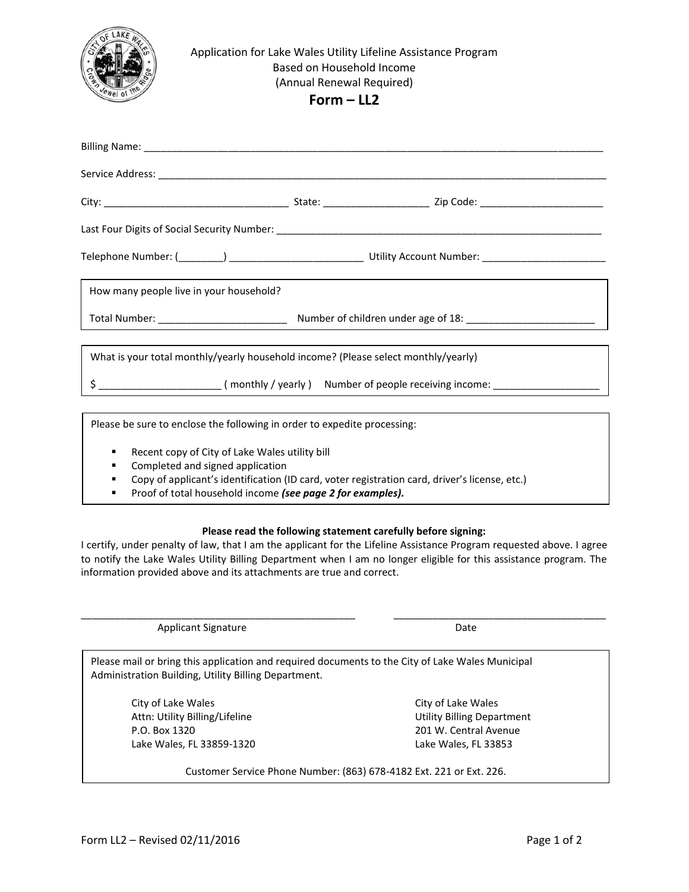Application for Lake Wales Utility Lifeline Assistance Program
Based on Household Income
(Annual Renewal Required)

# Form – LL2

Billing Name: ____________________________________________________________________________________

Service Address: __________________________________________________________________________________

City: ________________________________ State: __________________ Zip Code: ______________________

Last Four Digits of Social Security Number: ______________________________________________________________

Telephone Number: (________) _______________________ Utility Account Number: ______________________

How many people live in your household?

Total Number: ______________________ Number of children under age of 18: ______________________

What is your total monthly/yearly household income? (Please select monthly/yearly)

$ _____________________ ( monthly / yearly ) Number of people receiving income: __________________

Please be sure to enclose the following in order to expedite processing:

- Recent copy of City of Lake Wales utility bill
- Completed and signed application
- Copy of applicant's identification (ID card, voter registration card, driver's license, etc.)
- Proof of total household income ***(see page 2 for examples).***

**Please read the following statement carefully before signing:**

I certify, under penalty of law, that I am the applicant for the Lifeline Assistance Program requested above. I agree to notify the Lake Wales Utility Billing Department when I am no longer eligible for this assistance program. The information provided above and its attachments are true and correct.

_________________________________________________ ______________________________________
Applicant Signature Date

Please mail or bring this application and required documents to the City of Lake Wales Municipal Administration Building, Utility Billing Department.

City of Lake Wales
Attn: Utility Billing/Lifeline
P.O. Box 1320
Lake Wales, FL 33859-1320

City of Lake Wales
Utility Billing Department
201 W. Central Avenue
Lake Wales, FL 33853

Customer Service Phone Number: (863) 678-4182 Ext. 221 or Ext. 226.

Form LL2 – Revised 02/11/2016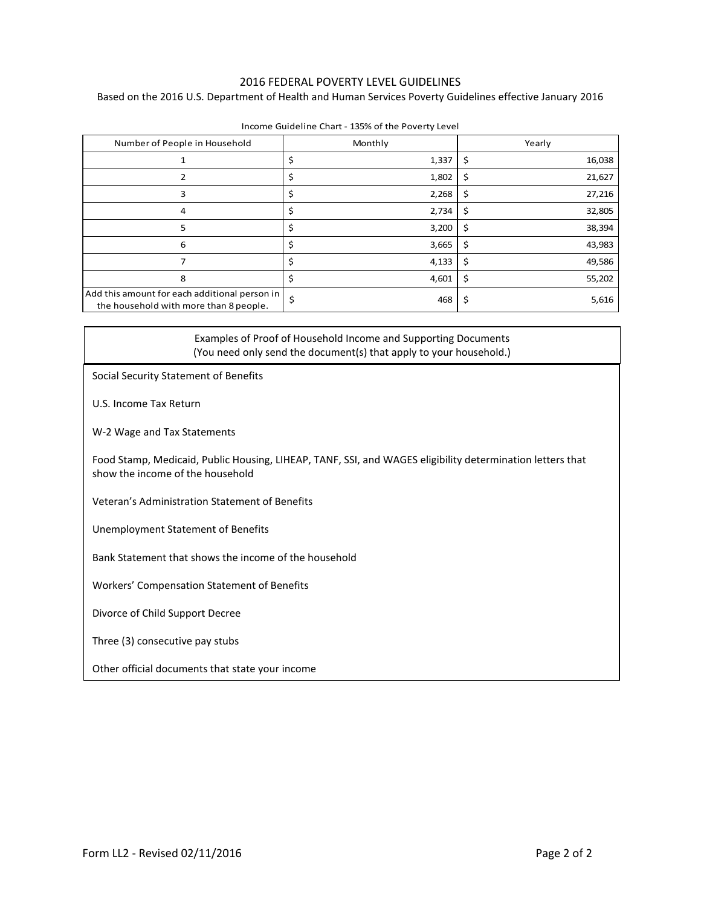# 2016 FEDERAL POVERTY LEVEL GUIDELINES

Based on the 2016 U.S. Department of Health and Human Services Poverty Guidelines effective January 2016

Income Guideline Chart - 135% of the Poverty Level

| Number of People in Household | Monthly | Yearly |
|---|---|---|
| 1 | $ 1,337 | $ 16,038 |
| 2 | $ 1,802 | $ 21,627 |
| 3 | $ 2,268 | $ 27,216 |
| 4 | $ 2,734 | $ 32,805 |
| 5 | $ 3,200 | $ 38,394 |
| 6 | $ 3,665 | $ 43,983 |
| 7 | $ 4,133 | $ 49,586 |
| 8 | $ 4,601 | $ 55,202 |
| Add this amount for each additional person in the household with more than 8 people. | $ 468 | $ 5,616 |

| Examples of Proof of Household Income and Supporting Documents<br>(You need only send the document(s) that apply to your household.) |
|---|
| Social Security Statement of Benefits |
| U.S. Income Tax Return |
| W-2 Wage and Tax Statements |
| Food Stamp, Medicaid, Public Housing, LIHEAP, TANF, SSI, and WAGES eligibility determination letters that show the income of the household |
| Veteran's Administration Statement of Benefits |
| Unemployment Statement of Benefits |
| Bank Statement that shows the income of the household |
| Workers' Compensation Statement of Benefits |
| Divorce of Child Support Decree |
| Three (3) consecutive pay stubs |
| Other official documents that state your income |

Form LL2 - Revised 02/11/2016